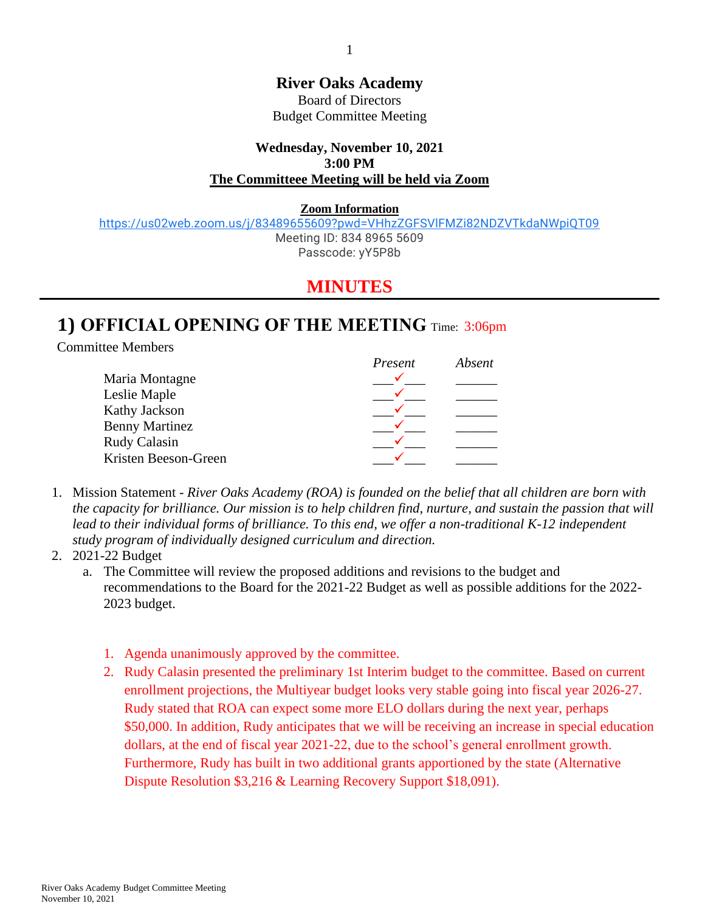# River Oaks Academy

Board of Directors
Budget Committee Meeting

**Wednesday, November 10, 2021**
**3:00 PM**
**The Committeee Meeting will be held via Zoom**

**Zoom Information**
https://us02web.zoom.us/j/83489655609?pwd=VHhzZGFSVlFMZi82NDZVTkdaNWpiQT09
Meeting ID: 834 8965 5609
Passcode: yY5P8b

## MINUTES

## 1) OFFICIAL OPENING OF THE MEETING Time: 3:06pm

Committee Members

| | Present | Absent |
|---|---|---|
| Maria Montagne | ✓ | |
| Leslie Maple | ✓ | |
| Kathy Jackson | ✓ | |
| Benny Martinez | ✓ | |
| Rudy Calasin | ✓ | |
| Kristen Beeson-Green | ✓ | |

1. Mission Statement - *River Oaks Academy (ROA) is founded on the belief that all children are born with the capacity for brilliance. Our mission is to help children find, nurture, and sustain the passion that will lead to their individual forms of brilliance. To this end, we offer a non-traditional K-12 independent study program of individually designed curriculum and direction.*
2. 2021-22 Budget
   a. The Committee will review the proposed additions and revisions to the budget and recommendations to the Board for the 2021-22 Budget as well as possible additions for the 2022-2023 budget.

   1. Agenda unanimously approved by the committee.
   2. Rudy Calasin presented the preliminary 1st Interim budget to the committee. Based on current enrollment projections, the Multiyear budget looks very stable going into fiscal year 2026-27. Rudy stated that ROA can expect some more ELO dollars during the next year, perhaps $50,000. In addition, Rudy anticipates that we will be receiving an increase in special education dollars, at the end of fiscal year 2021-22, due to the school's general enrollment growth. Furthermore, Rudy has built in two additional grants apportioned by the state (Alternative Dispute Resolution $3,216 & Learning Recovery Support $18,091).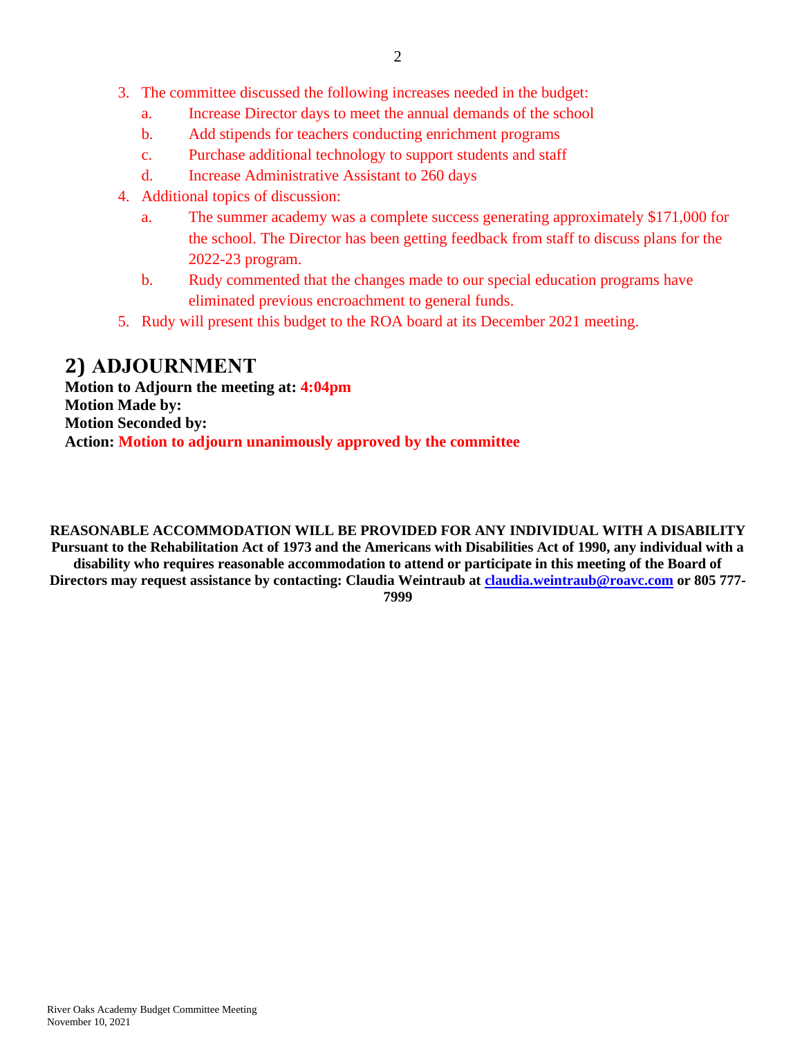3. The committee discussed the following increases needed in the budget:
    a. Increase Director days to meet the annual demands of the school
    b. Add stipends for teachers conducting enrichment programs
    c. Purchase additional technology to support students and staff
    d. Increase Administrative Assistant to 260 days
4. Additional topics of discussion:
    a. The summer academy was a complete success generating approximately $171,000 for the school. The Director has been getting feedback from staff to discuss plans for the 2022-23 program.
    b. Rudy commented that the changes made to our special education programs have eliminated previous encroachment to general funds.
5. Rudy will present this budget to the ROA board at its December 2021 meeting.

## 2) ADJOURNMENT

**Motion to Adjourn the meeting at: 4:04pm**
**Motion Made by:**
**Motion Seconded by:**
**Action: Motion to adjourn unanimously approved by the committee**

**REASONABLE ACCOMMODATION WILL BE PROVIDED FOR ANY INDIVIDUAL WITH A DISABILITY**
**Pursuant to the Rehabilitation Act of 1973 and the Americans with Disabilities Act of 1990, any individual with a disability who requires reasonable accommodation to attend or participate in this meeting of the Board of Directors may request assistance by contacting: Claudia Weintraub at claudia.weintraub@roavc.com or 805 777-7999**